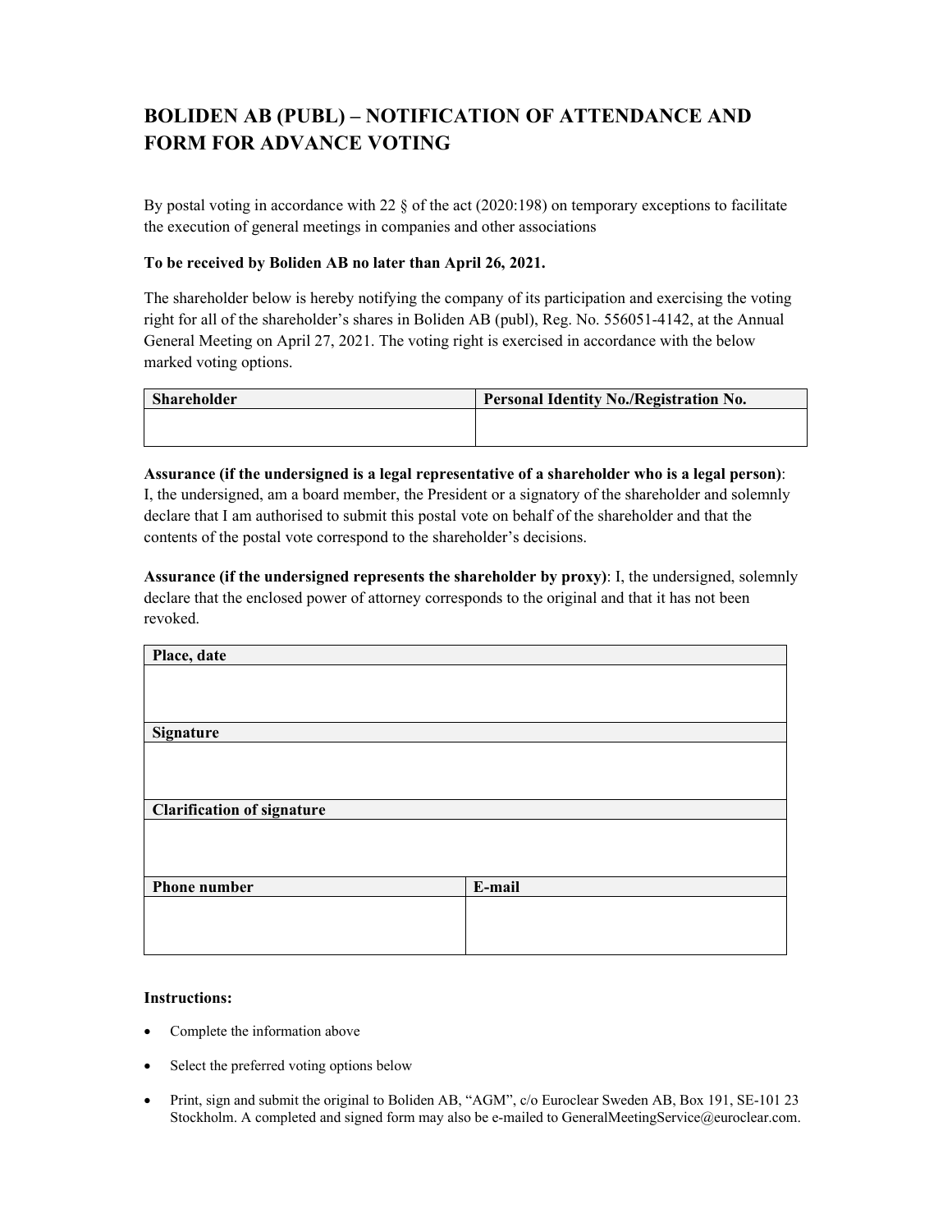# BOLIDEN AB (PUBL) – NOTIFICATION OF ATTENDANCE AND FORM FOR ADVANCE VOTING

By postal voting in accordance with 22 § of the act (2020:198) on temporary exceptions to facilitate the execution of general meetings in companies and other associations

**To be received by Boliden AB no later than April 26, 2021.**

The shareholder below is hereby notifying the company of its participation and exercising the voting right for all of the shareholder's shares in Boliden AB (publ), Reg. No. 556051-4142, at the Annual General Meeting on April 27, 2021. The voting right is exercised in accordance with the below marked voting options.

| Shareholder | Personal Identity No./Registration No. |
|---|---|
| | |

**Assurance (if the undersigned is a legal representative of a shareholder who is a legal person)**: I, the undersigned, am a board member, the President or a signatory of the shareholder and solemnly declare that I am authorised to submit this postal vote on behalf of the shareholder and that the contents of the postal vote correspond to the shareholder's decisions.

**Assurance (if the undersigned represents the shareholder by proxy)**: I, the undersigned, solemnly declare that the enclosed power of attorney corresponds to the original and that it has not been revoked.

| Place, date | |
|---|---|
| | |
| **Signature** | |
| | |
| **Clarification of signature** | |
| | |
| **Phone number** | **E-mail** |
| | |

**Instructions:**

- Complete the information above
- Select the preferred voting options below
- Print, sign and submit the original to Boliden AB, "AGM", c/o Euroclear Sweden AB, Box 191, SE-101 23 Stockholm. A completed and signed form may also be e-mailed to GeneralMeetingService@euroclear.com.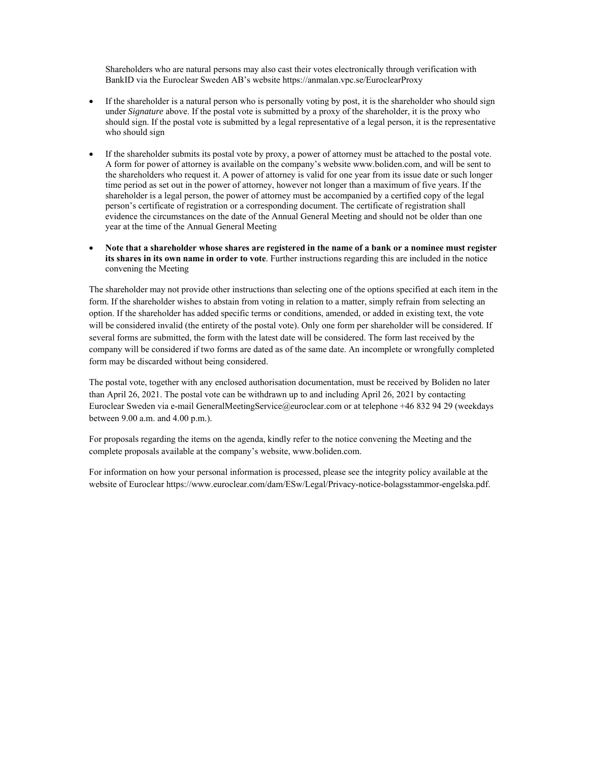Shareholders who are natural persons may also cast their votes electronically through verification with BankID via the Euroclear Sweden AB's website https://anmalan.vpc.se/EuroclearProxy

- If the shareholder is a natural person who is personally voting by post, it is the shareholder who should sign under *Signature* above. If the postal vote is submitted by a proxy of the shareholder, it is the proxy who should sign. If the postal vote is submitted by a legal representative of a legal person, it is the representative who should sign

- If the shareholder submits its postal vote by proxy, a power of attorney must be attached to the postal vote. A form for power of attorney is available on the company's website www.boliden.com, and will be sent to the shareholders who request it. A power of attorney is valid for one year from its issue date or such longer time period as set out in the power of attorney, however not longer than a maximum of five years. If the shareholder is a legal person, the power of attorney must be accompanied by a certified copy of the legal person's certificate of registration or a corresponding document. The certificate of registration shall evidence the circumstances on the date of the Annual General Meeting and should not be older than one year at the time of the Annual General Meeting

- **Note that a shareholder whose shares are registered in the name of a bank or a nominee must register its shares in its own name in order to vote**. Further instructions regarding this are included in the notice convening the Meeting

The shareholder may not provide other instructions than selecting one of the options specified at each item in the form. If the shareholder wishes to abstain from voting in relation to a matter, simply refrain from selecting an option. If the shareholder has added specific terms or conditions, amended, or added in existing text, the vote will be considered invalid (the entirety of the postal vote). Only one form per shareholder will be considered. If several forms are submitted, the form with the latest date will be considered. The form last received by the company will be considered if two forms are dated as of the same date. An incomplete or wrongfully completed form may be discarded without being considered.

The postal vote, together with any enclosed authorisation documentation, must be received by Boliden no later than April 26, 2021. The postal vote can be withdrawn up to and including April 26, 2021 by contacting Euroclear Sweden via e-mail GeneralMeetingService@euroclear.com or at telephone +46 832 94 29 (weekdays between 9.00 a.m. and 4.00 p.m.).

For proposals regarding the items on the agenda, kindly refer to the notice convening the Meeting and the complete proposals available at the company's website, www.boliden.com.

For information on how your personal information is processed, please see the integrity policy available at the website of Euroclear https://www.euroclear.com/dam/ESw/Legal/Privacy-notice-bolagsstammor-engelska.pdf.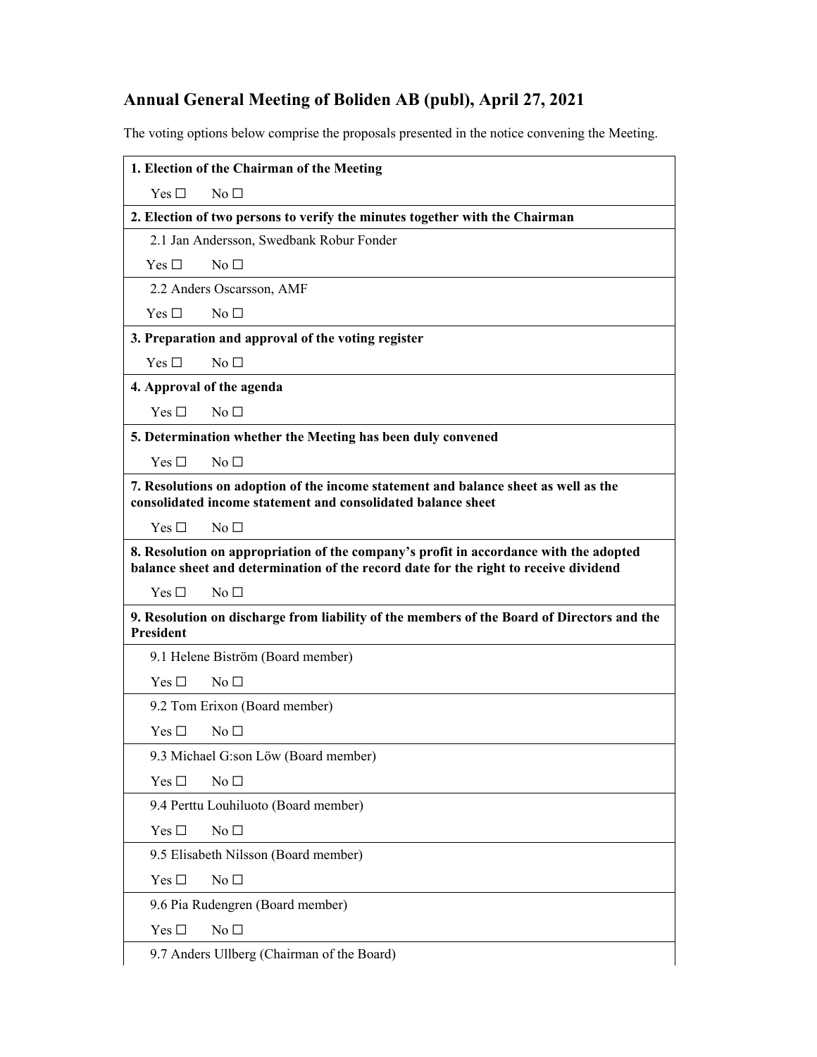## Annual General Meeting of Boliden AB (publ), April 27, 2021

The voting options below comprise the proposals presented in the notice convening the Meeting.

| **1. Election of the Chairman of the Meeting** |
|---|
| Yes ☐ No ☐ |
| **2. Election of two persons to verify the minutes together with the Chairman** |
| 2.1 Jan Andersson, Swedbank Robur Fonder |
| Yes ☐ No ☐ |
| 2.2 Anders Oscarsson, AMF |
| Yes ☐ No ☐ |
| **3. Preparation and approval of the voting register** |
| Yes ☐ No ☐ |
| **4. Approval of the agenda** |
| Yes ☐ No ☐ |
| **5. Determination whether the Meeting has been duly convened** |
| Yes ☐ No ☐ |
| **7. Resolutions on adoption of the income statement and balance sheet as well as the consolidated income statement and consolidated balance sheet** |
| Yes ☐ No ☐ |
| **8. Resolution on appropriation of the company's profit in accordance with the adopted balance sheet and determination of the record date for the right to receive dividend** |
| Yes ☐ No ☐ |
| **9. Resolution on discharge from liability of the members of the Board of Directors and the President** |
| 9.1 Helene Biström (Board member) |
| Yes ☐ No ☐ |
| 9.2 Tom Erixon (Board member) |
| Yes ☐ No ☐ |
| 9.3 Michael G:son Löw (Board member) |
| Yes ☐ No ☐ |
| 9.4 Perttu Louhiluoto (Board member) |
| Yes ☐ No ☐ |
| 9.5 Elisabeth Nilsson (Board member) |
| Yes ☐ No ☐ |
| 9.6 Pia Rudengren (Board member) |
| Yes ☐ No ☐ |
| 9.7 Anders Ullberg (Chairman of the Board) |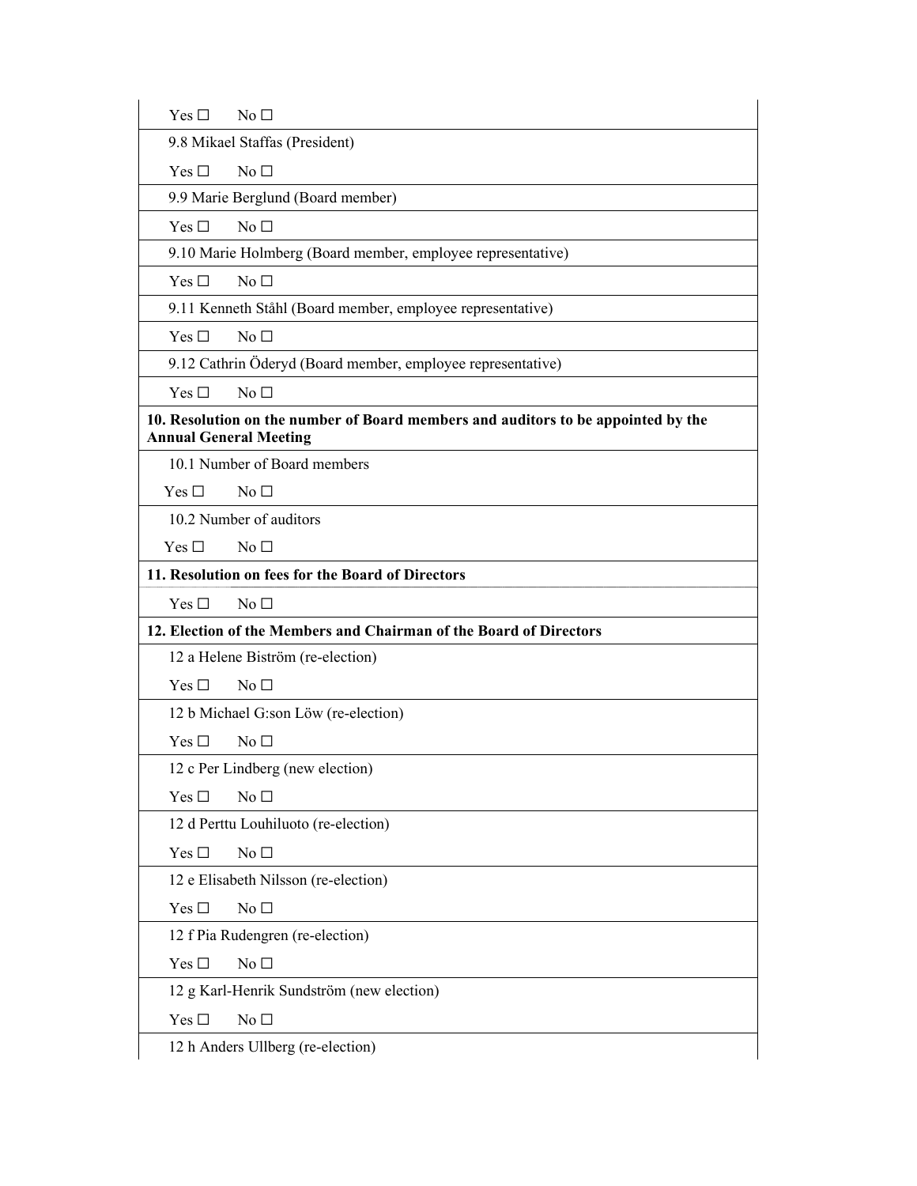Yes ☐ No ☐

9.8 Mikael Staffas (President)

Yes ☐ No ☐

9.9 Marie Berglund (Board member)

Yes ☐ No ☐

9.10 Marie Holmberg (Board member, employee representative)

Yes ☐ No ☐

9.11 Kenneth Ståhl (Board member, employee representative)

Yes ☐ No ☐

9.12 Cathrin Öderyd (Board member, employee representative)

Yes ☐ No ☐

**10. Resolution on the number of Board members and auditors to be appointed by the Annual General Meeting**

10.1 Number of Board members

Yes ☐ No ☐

10.2 Number of auditors

Yes ☐ No ☐

**11. Resolution on fees for the Board of Directors**

Yes ☐ No ☐

**12. Election of the Members and Chairman of the Board of Directors**

12 a Helene Biström (re-election)

Yes ☐ No ☐

12 b Michael G:son Löw (re-election)

Yes ☐ No ☐

12 c Per Lindberg (new election)

Yes ☐ No ☐

12 d Perttu Louhiluoto (re-election)

Yes ☐ No ☐

12 e Elisabeth Nilsson (re-election)

Yes ☐ No ☐

12 f Pia Rudengren (re-election)

Yes ☐ No ☐

12 g Karl-Henrik Sundström (new election)

Yes ☐ No ☐

12 h Anders Ullberg (re-election)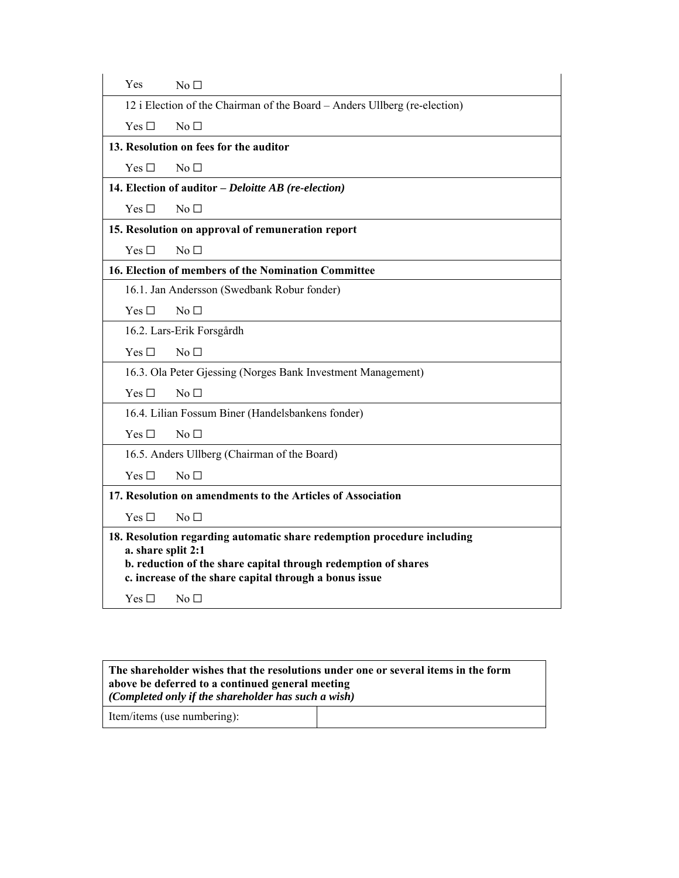| |
|---|
| Yes No ☐ |
| 12 i Election of the Chairman of the Board – Anders Ullberg (re-election) |
| Yes ☐ No ☐ |
| **13. Resolution on fees for the auditor** |
| Yes ☐ No ☐ |
| **14. Election of auditor – *Deloitte AB (re-election)*** |
| Yes ☐ No ☐ |
| **15. Resolution on approval of remuneration report** |
| Yes ☐ No ☐ |
| **16. Election of members of the Nomination Committee** |
| 16.1. Jan Andersson (Swedbank Robur fonder) |
| Yes ☐ No ☐ |
| 16.2. Lars-Erik Forsgårdh |
| Yes ☐ No ☐ |
| 16.3. Ola Peter Gjessing (Norges Bank Investment Management) |
| Yes ☐ No ☐ |
| 16.4. Lilian Fossum Biner (Handelsbankens fonder) |
| Yes ☐ No ☐ |
| 16.5. Anders Ullberg (Chairman of the Board) |
| Yes ☐ No ☐ |
| **17. Resolution on amendments to the Articles of Association** |
| Yes ☐ No ☐ |
| **18. Resolution regarding automatic share redemption procedure including**<br>**a. share split 2:1**<br>**b. reduction of the share capital through redemption of shares**<br>**c. increase of the share capital through a bonus issue** |
| Yes ☐ No ☐ |

| **The shareholder wishes that the resolutions under one or several items in the form above be deferred to a continued general meeting**<br>***(Completed only if the shareholder has such a wish)*** | |
|---|---|
| Item/items (use numbering): | |